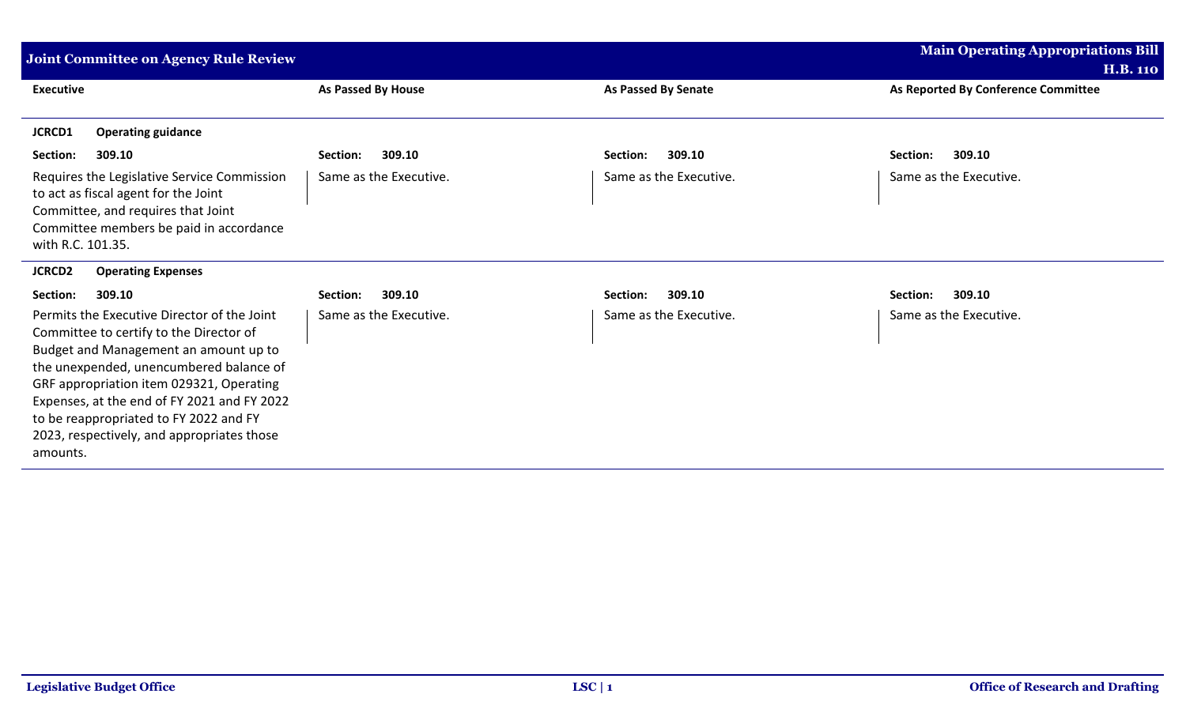## Joint Committee on Agency Rule Review

| Executive | As Passed By House | As Passed By Senate | As Reported By Conference Committee |
|---|---|---|---|
| **JCRCD1 Operating guidance** | | | |
| **Section: 309.10** | **Section: 309.10** | **Section: 309.10** | **Section: 309.10** |
| Requires the Legislative Service Commission to act as fiscal agent for the Joint Committee, and requires that Joint Committee members be paid in accordance with R.C. 101.35. | Same as the Executive. | Same as the Executive. | Same as the Executive. |
| **JCRCD2 Operating Expenses** | | | |
| **Section: 309.10** | **Section: 309.10** | **Section: 309.10** | **Section: 309.10** |
| Permits the Executive Director of the Joint Committee to certify to the Director of Budget and Management an amount up to the unexpended, unencumbered balance of GRF appropriation item 029321, Operating Expenses, at the end of FY 2021 and FY 2022 to be reappropriated to FY 2022 and FY 2023, respectively, and appropriates those amounts. | Same as the Executive. | Same as the Executive. | Same as the Executive. |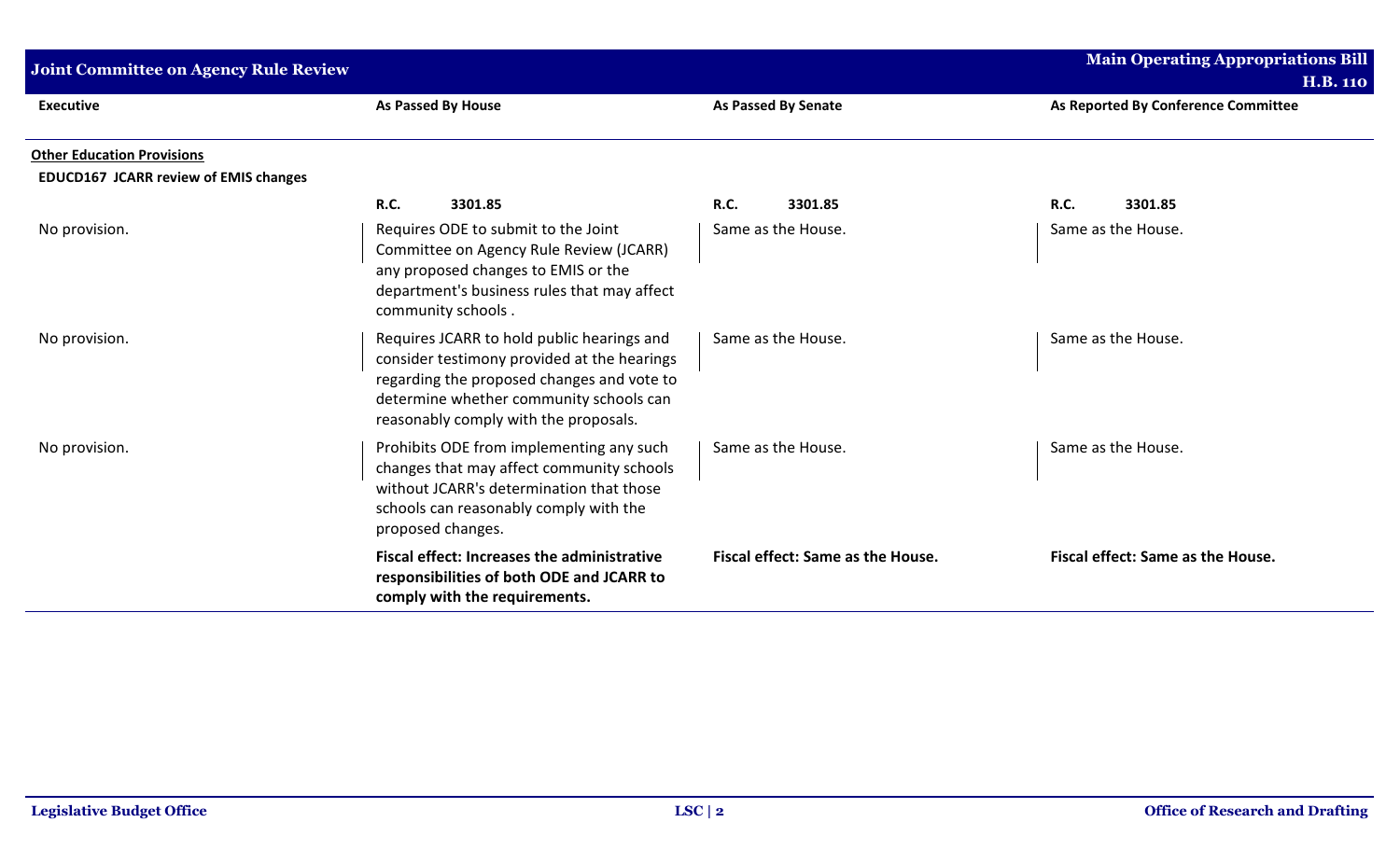| Executive | As Passed By House | As Passed By Senate | As Reported By Conference Committee |
|---|---|---|---|
| **Other Education Provisions** | | | |
| **EDUCD167 JCARR review of EMIS changes** | | | |
| | **R.C. 3301.85** | **R.C. 3301.85** | **R.C. 3301.85** |
| No provision. | Requires ODE to submit to the Joint Committee on Agency Rule Review (JCARR) any proposed changes to EMIS or the department's business rules that may affect community schools . | Same as the House. | Same as the House. |
| No provision. | Requires JCARR to hold public hearings and consider testimony provided at the hearings regarding the proposed changes and vote to determine whether community schools can reasonably comply with the proposals. | Same as the House. | Same as the House. |
| No provision. | Prohibits ODE from implementing any such changes that may affect community schools without JCARR's determination that those schools can reasonably comply with the proposed changes. | Same as the House. | Same as the House. |
| | **Fiscal effect: Increases the administrative responsibilities of both ODE and JCARR to comply with the requirements.** | **Fiscal effect: Same as the House.** | **Fiscal effect: Same as the House.** |